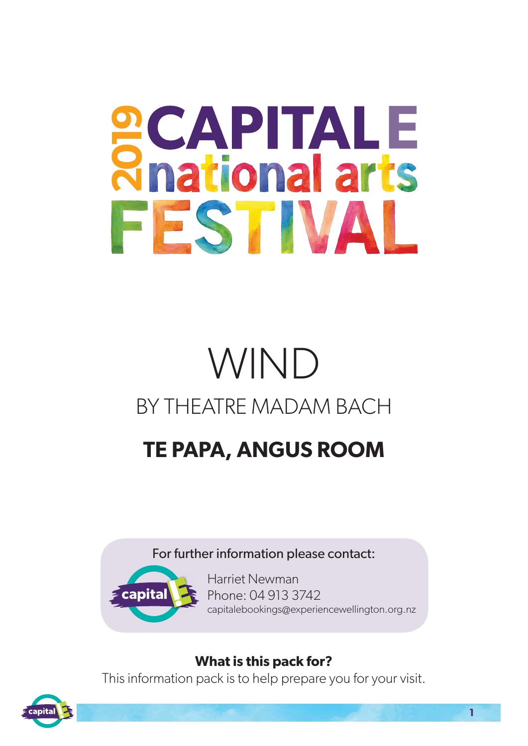# 2019 CAPITAL E national arts FESTIVAL

# WIND

## BY THEATRE MADAM BACH

## TE PAPA, ANGUS ROOM

For further information please contact:

Harriet Newman
Phone: 04 913 3742
capitalebookings@experiencewellington.org.nz

**What is this pack for?**
This information pack is to help prepare you for your visit.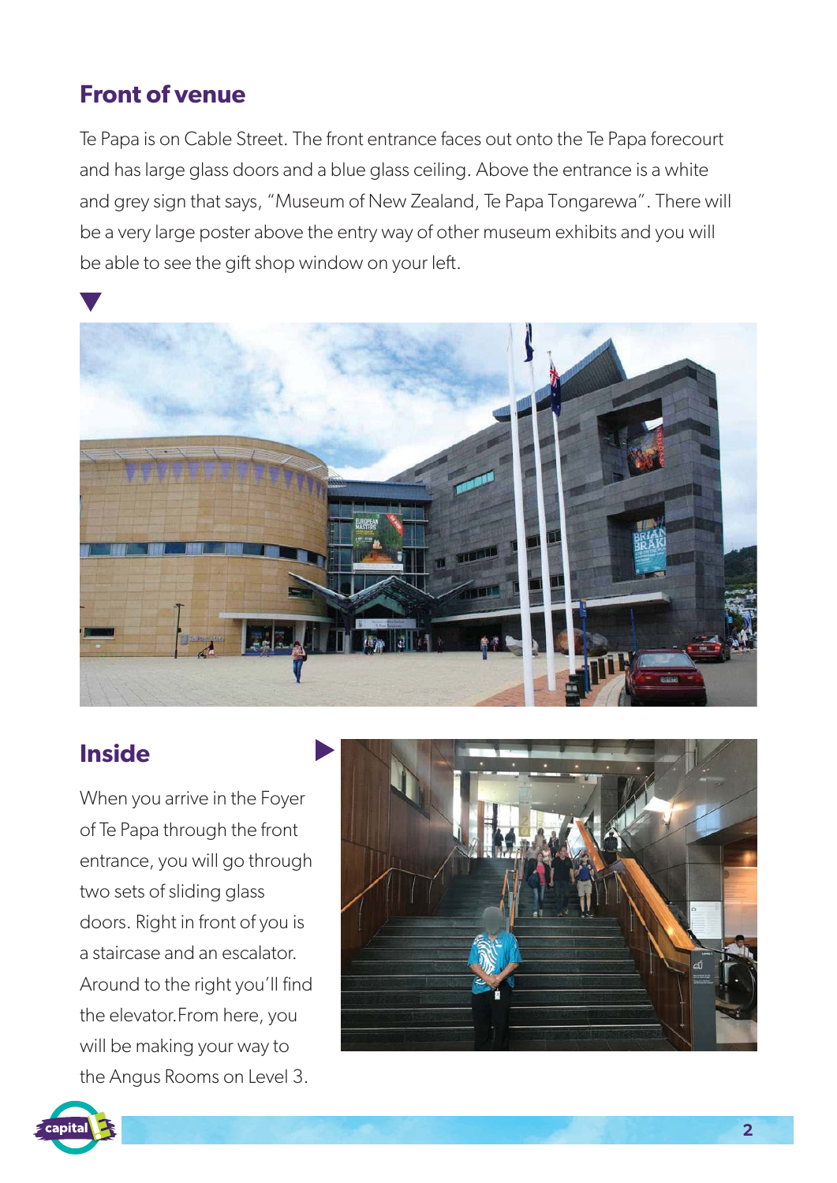## Front of venue

Te Papa is on Cable Street. The front entrance faces out onto the Te Papa forecourt and has large glass doors and a blue glass ceiling. Above the entrance is a white and grey sign that says, "Museum of New Zealand, Te Papa Tongarewa". There will be a very large poster above the entry way of other museum exhibits and you will be able to see the gift shop window on your left.

## Inside

When you arrive in the Foyer of Te Papa through the front entrance, you will go through two sets of sliding glass doors. Right in front of you is a staircase and an escalator. Around to the right you'll find the elevator.From here, you will be making your way to the Angus Rooms on Level 3.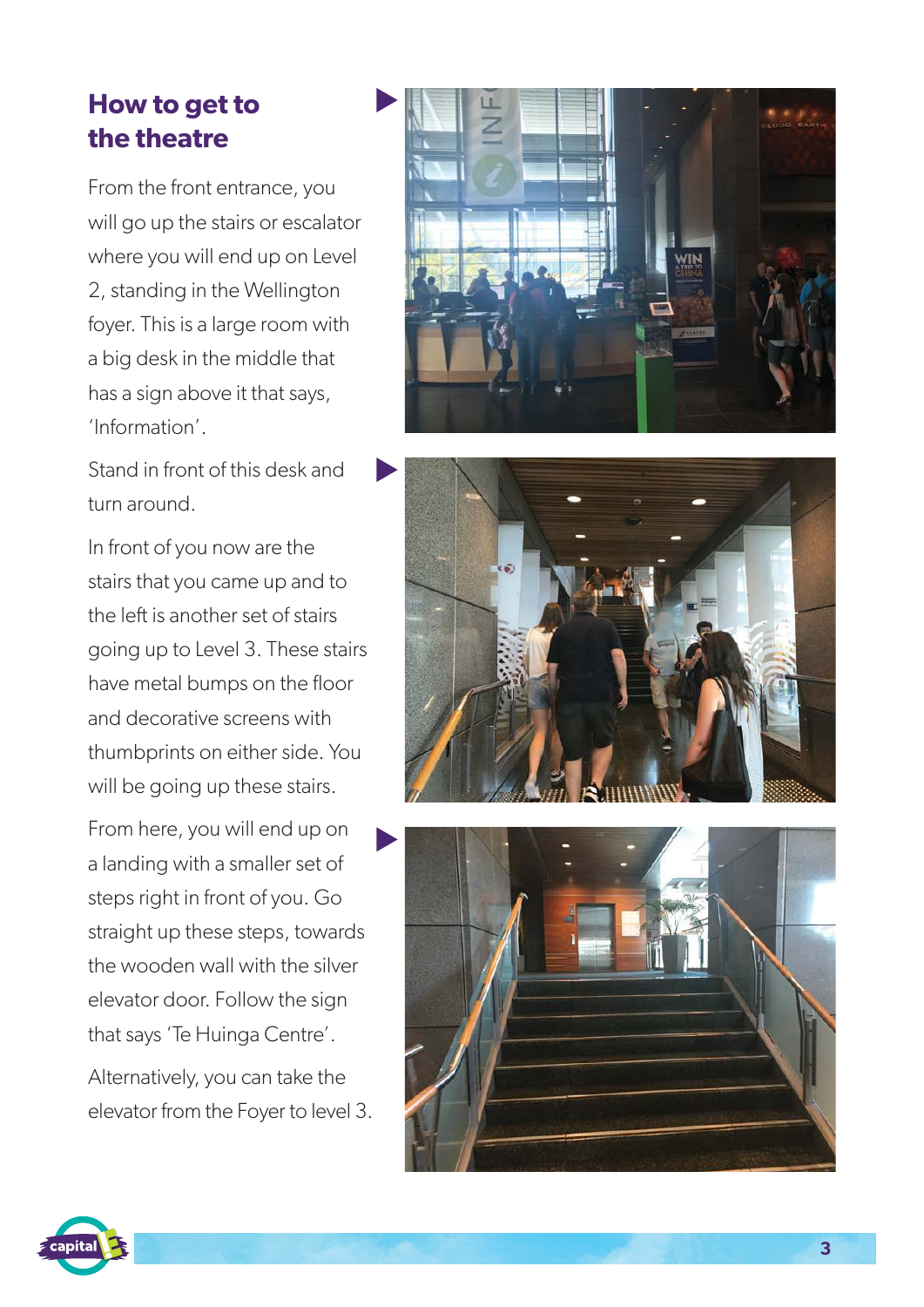## How to get to the theatre

From the front entrance, you will go up the stairs or escalator where you will end up on Level 2, standing in the Wellington foyer. This is a large room with a big desk in the middle that has a sign above it that says, 'Information'.

Stand in front of this desk and turn around.

In front of you now are the stairs that you came up and to the left is another set of stairs going up to Level 3. These stairs have metal bumps on the floor and decorative screens with thumbprints on either side. You will be going up these stairs.

From here, you will end up on a landing with a smaller set of steps right in front of you. Go straight up these steps, towards the wooden wall with the silver elevator door. Follow the sign that says 'Te Huinga Centre'.

Alternatively, you can take the elevator from the Foyer to level 3.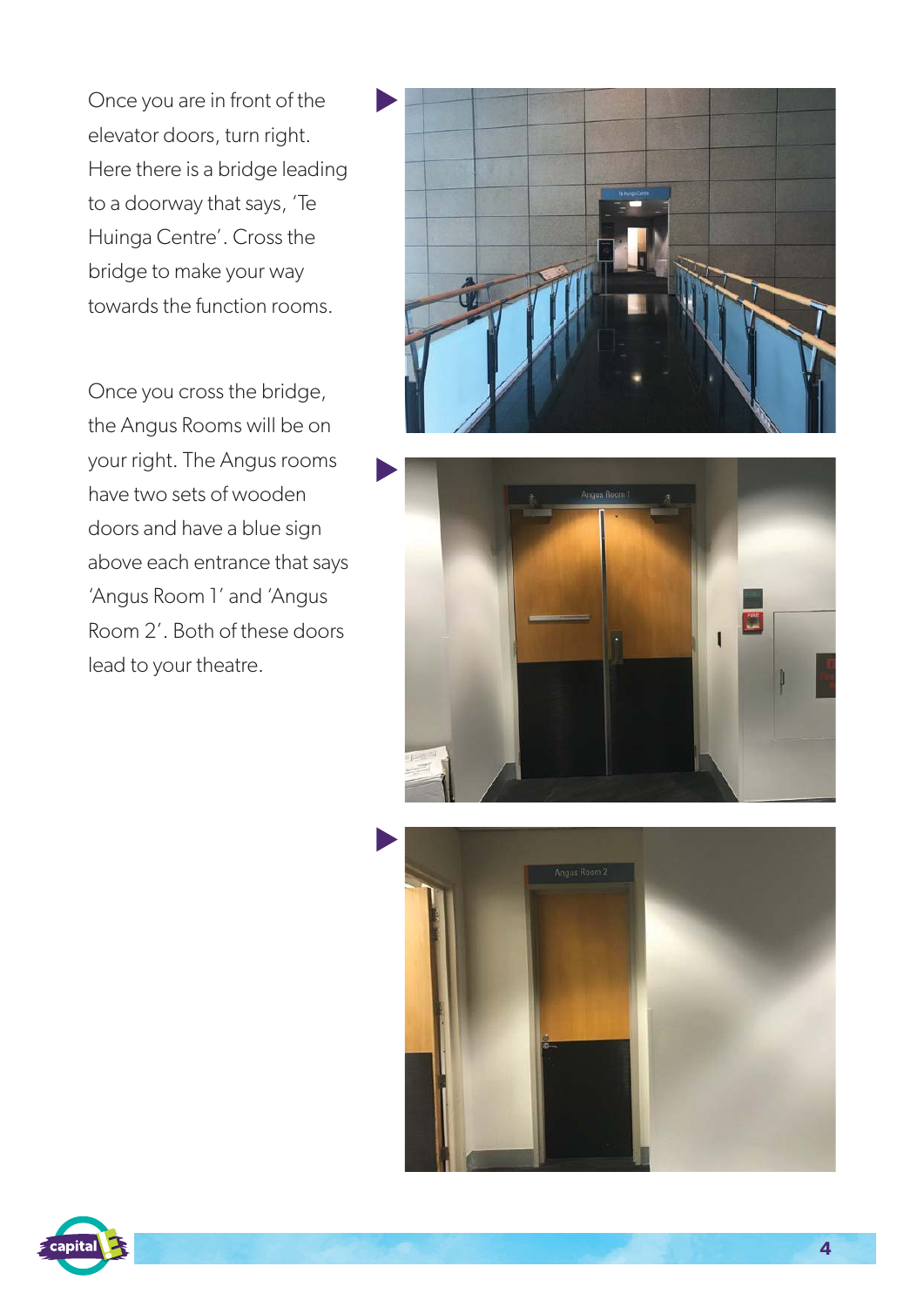Once you are in front of the elevator doors, turn right. Here there is a bridge leading to a doorway that says, 'Te Huinga Centre'. Cross the bridge to make your way towards the function rooms.

Once you cross the bridge, the Angus Rooms will be on your right. The Angus rooms have two sets of wooden doors and have a blue sign above each entrance that says 'Angus Room 1' and 'Angus Room 2'. Both of these doors lead to your theatre.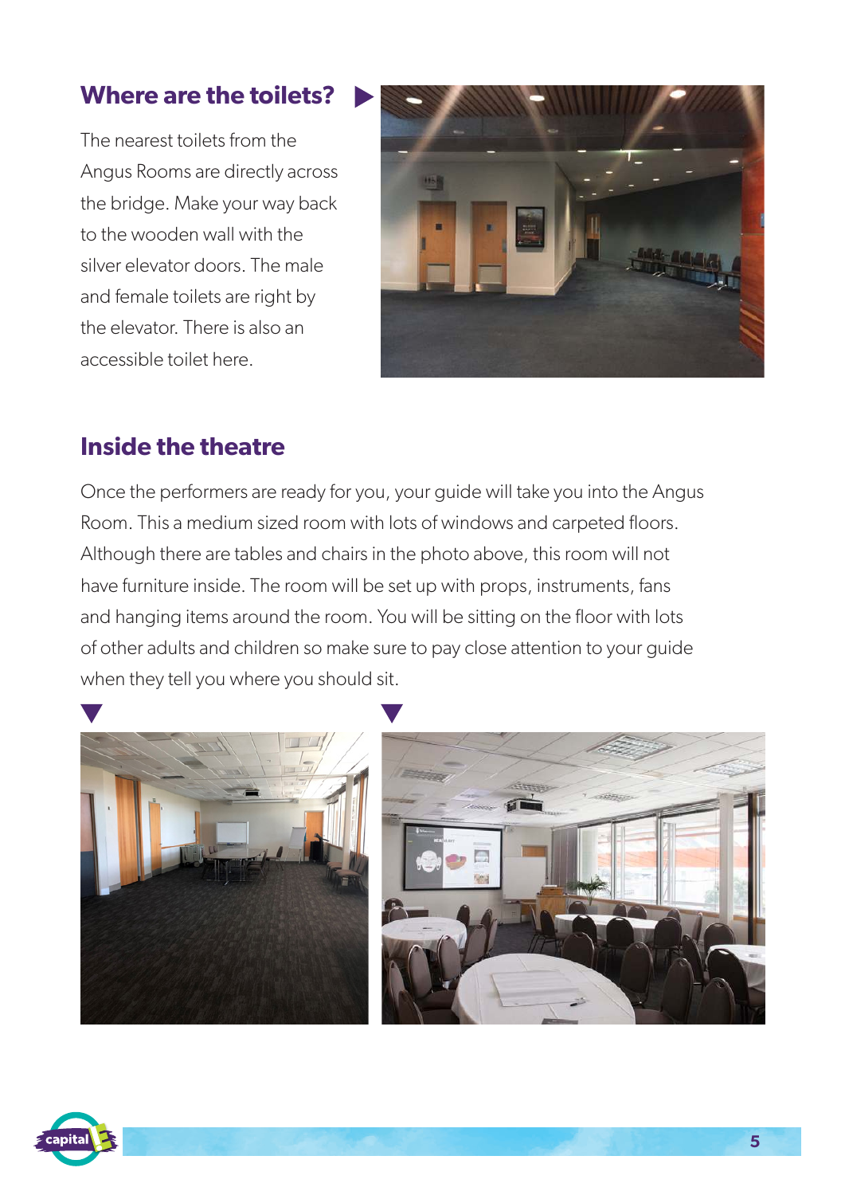## Where are the toilets?

The nearest toilets from the Angus Rooms are directly across the bridge. Make your way back to the wooden wall with the silver elevator doors. The male and female toilets are right by the elevator. There is also an accessible toilet here.

## Inside the theatre

Once the performers are ready for you, your guide will take you into the Angus Room. This a medium sized room with lots of windows and carpeted floors. Although there are tables and chairs in the photo above, this room will not have furniture inside. The room will be set up with props, instruments, fans and hanging items around the room. You will be sitting on the floor with lots of other adults and children so make sure to pay close attention to your guide when they tell you where you should sit.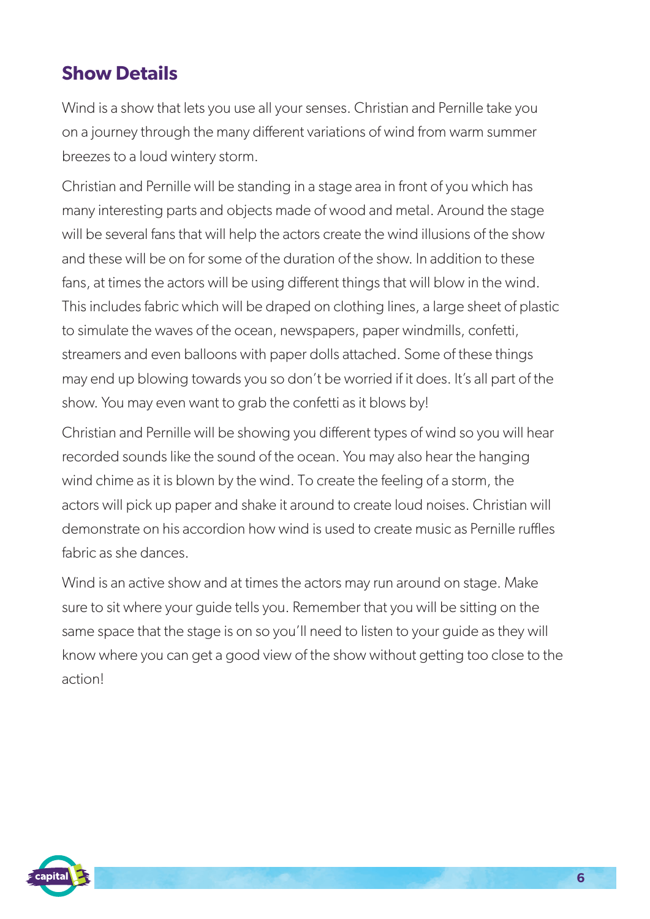## Show Details

Wind is a show that lets you use all your senses. Christian and Pernille take you on a journey through the many different variations of wind from warm summer breezes to a loud wintery storm.

Christian and Pernille will be standing in a stage area in front of you which has many interesting parts and objects made of wood and metal. Around the stage will be several fans that will help the actors create the wind illusions of the show and these will be on for some of the duration of the show. In addition to these fans, at times the actors will be using different things that will blow in the wind. This includes fabric which will be draped on clothing lines, a large sheet of plastic to simulate the waves of the ocean, newspapers, paper windmills, confetti, streamers and even balloons with paper dolls attached. Some of these things may end up blowing towards you so don't be worried if it does. It's all part of the show. You may even want to grab the confetti as it blows by!

Christian and Pernille will be showing you different types of wind so you will hear recorded sounds like the sound of the ocean. You may also hear the hanging wind chime as it is blown by the wind. To create the feeling of a storm, the actors will pick up paper and shake it around to create loud noises. Christian will demonstrate on his accordion how wind is used to create music as Pernille ruffles fabric as she dances.

Wind is an active show and at times the actors may run around on stage. Make sure to sit where your guide tells you. Remember that you will be sitting on the same space that the stage is on so you'll need to listen to your guide as they will know where you can get a good view of the show without getting too close to the action!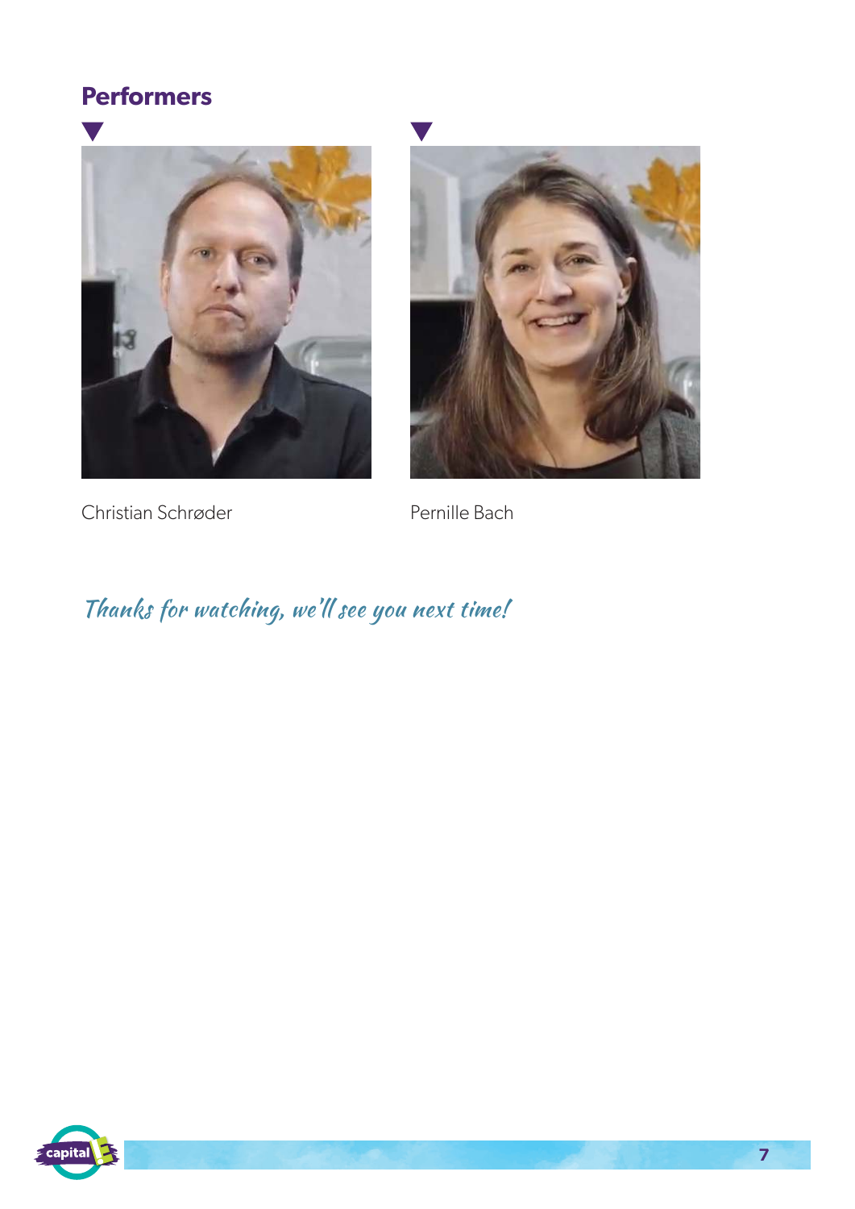## Performers

Christian Schrøder

Pernille Bach

*Thanks for watching, we'll see you next time!*